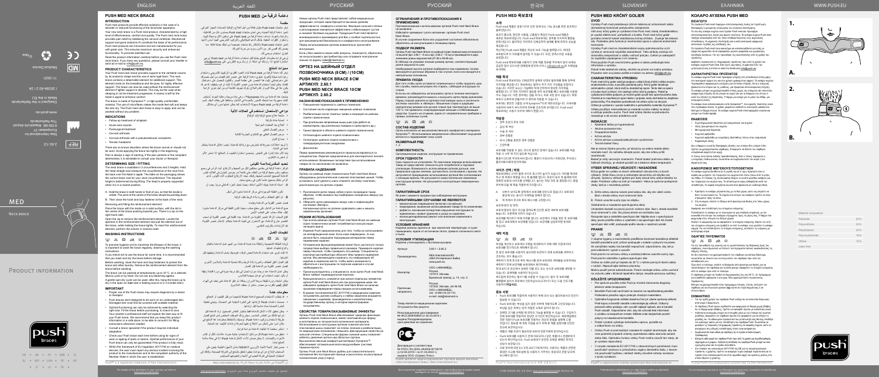# PUSH MED NECK BRACE

## INTRODUCTION

Push med products provide effective solutions in the case of a disorder or reduced functioning of the locomotor apparatus. Your new neck brace is a Push med product, characterised by a high level of effectiveness, comfort and quality. The Push med neck brace provides pain relief by stabilising the cervical vertebrae. Mechanical support and good anatomic fit constitute the basis of its performance. Push med products are researched and are manufactured for you with great care. This ensures maximum security and enhanced functionality. To promote satisfied use.

Read the product information carefully before you use the Push med neck brace. If you have any questions, please consult your reseller or send an e-mail to info@push.eu.

## PRODUCT CHARACTERISTICS

Your Push med neck brace provides support to the vertebral column by its anatomic shape and the use of semi-rigid foam. The neck brace contains a detachable element for additional support. This element rests on the breastbone and the jaws, for highly effective support. The brace can also be used without the reinforcement element if so desired. The reinforcement may be the case when sleeping or as the treatment progresses. A recess is left for the Adam's apple in stitched comfort.

The brace is made of Sympress™, a high-quality comfortable material. The use of microfibre makes the inside feel soft and keeps the skin dry. The Push med neck brace is easy to apply and can be washed without any problem.

## INDICATIONS

- Follow-up treatment of whiplash
- Acute neck injuries
- Postsurgical treatment
- Cervical arthrosis
- Cervical arthrosis with a pseudoradicular complaints
- Tension headache

There are no known disorders where the brace cannot or should not be worn. Avoid applying the brace too tightly in the beginning.

Pain is always a sign of warning. If the pain persists or the complaint deteriorates, it is advisable to consult your doctor or therapist.

## DETERMINING SIZE / FITTING

The neck brace is available in 2 circumferences and 2 heights. Hold the head straight and measure the circumference of the neck from the back over the Adam's apple. The table on the packaging shows the correct size for your neck circumference. The required height is determined during fitting. The head is properly supported when it is in a neutral position.

A. Hold the brace in both hands in front of you, so that the recess is visible. The point of the centre of the brace should be pointing down.

B. Then close the hook and loop fastener at the back of the neck.

Removing and fitting the reinforcement element:

Place the brace with the inside on a solid surface, with the dot in the centre of the brace pointing towards you. Open the clip to the right-hand side.

Open the zip to remove the reinforcement element. Locate the aperture in the reinforcement element and pull the element out of the brace, while holding the brace tightly. To insert the reinforcement element, perform the actions in reverse order.

## WASHING INSTRUCTIONS

To promote hygiene and to maximise the lifespan of the brace, it is important to wash the brace regularly, observing the washing instructions.

If you intend not to use the brace for some time, it is recommended that you wash and dry the brace before storage.

Before washing, close the hook and loop fastener to protect the brace and other laundry. Remove the reinforcement element from the brace before washing.

The brace can be washed at temperatures up to 30°C, on a delicate fabrics cycle or by hand. Do not use any bleaching agents.

A gentle spin-dry cycle can be used. After this, hang the brace up to dry in the open air (not near a heating source or in a tumble drier).

## IMPORTANT

- Proper use of the Push brace may require diagnosis by a doctor or therapist.
- Push braces were designed to be worn on an undamaged skin. Damaged skin must first be covered with suitable material.
- Optimal functioning can only be achieved by selecting the right size. Fit the brace before purchasing. To check its size. Your reseller's professional staff will explain the best way to fit your Push brace. We recommend that you keep this product information in a safe place, to be able to consult it for fitting instructions whenever needed.
- Consult a brace specialist if the product requires individual adaptation.
- Check your Push brace each time before using for signs of wear or ageing of parts or seams. Optimal performance of your Push brace can only be guaranteed if the product is fully intact.
- Within the framework of EU regulation 2017/745 on medical devices, the user must report any serious incident involving the product to the manufacturer and to the competent authority of the Member State in which the user is established.

Push® is a registered trademark of Nea International bv.

| Material composition | |
|---|---|
| Polyester | 33% |
| Polyurethane | 23% |
| Polyethylene | 22% |
| Polyoxymethylene | 16% |
| Others | 14% |
| Latex free | |

Nea International bv
Europalaan 31
6199 AB Maastricht-Airport
The Netherlands
www.push.eu

Designed in the Netherlands
Made in EU

2.60.1.2
11/2021

Medical Device

NECK BRACE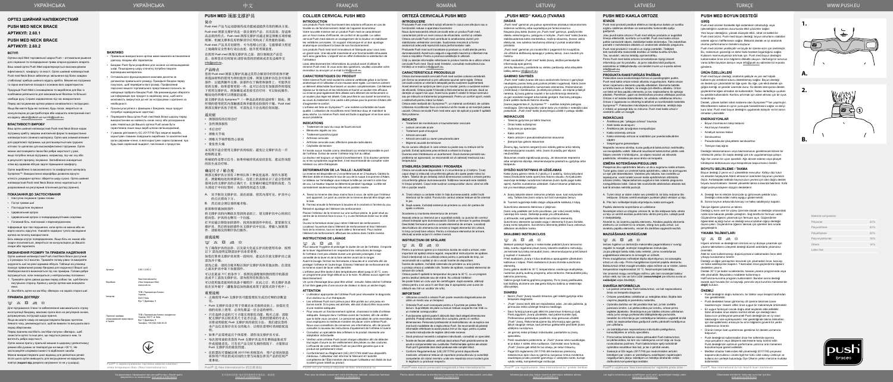УКРАЇНСЬКА | УКРАЇНСЬКА | 中文 | FRANÇAIS | ROMÂNĂ | LIETUVIŲ | LATVIEŠU | TÜRKÇE | WWW.PUSH.EU

# ОРТЕЗ ШИЙНИЙ НАПІВЖОРСТКИЙ
## PUSH MED NECK BRACE
**АРТИКУЛ: 2.60.1**
**АРТИКУЛ: 2.60.2**

### ВСТУП

### ВЛАСТИВОСТІ ВИРОБУ

### ПОКАЗАННЯ ДО ЗАСТОСУВАННЯ

### ВИЗНАЧЕННЯ РОЗМІРУ ТА ПРАВИЛА НАДЯГАННЯ

### ПРАВИЛА ДОГЛЯДУ

### ВАЖЛИВО

# PUSH MED 颈部支撑护具

### 简介

### 产品特点

### 适应症

### 确定尺寸 / 贴合度

### 清洗说明

### 注意事项

# COLLIER CERVICAL PUSH MED

### INTRODUCTION

### CARACTÉRISTIQUES DU PRODUIT

### INDICATIONS

### DÉTERMINATION DE LA TAILLE / AJUSTAGE

### INSTRUCTIONS D'ENTRETIEN

### ATTENTION

# ORTEZĂ CERVICALĂ PUSH MED

### INTRODUCERE

### CARACTERISTICILE PRODUSULUI

### INDICAȚII

### STABILIREA DIMENSIUNII / PROBAREA

### INSTRUCȚIUNI DE SPĂLARE

### IMPORTANT

# „PUSH MED" KAKLO ĮTVARAS

### ĮVADAS

### GAMINIO SAVYBĖS

### INDIKACIJOS

### DYDŽIO NUSTATYMAS IR UŽDĖJIMAS

### SKALBIMO INSTRUKCIJOS

### SVARBU

# PUSH MED KAKLA ORTOZE

### IEVADS

### PRODUKTA RAKSTUROJUMS

### INDIKĀCIJAS

### IZMĒRA NOTEIKŠANA/PIELĀGOŠANA

### MAZGĀŠANAS NORĀDĪJUMI

### SVARĪGI

# PUSH MED BOYUN DESTEĞİ

### GİRİŞ

### ÜRÜN ÖZELLİKLERİ

### ENDİKASYONLAR

### BOYUTU BELİRLEME / TAKMA

### YIKAMA TALİMATLARI

### ÖNEMLİ

| Material composition | |
|---|---|
| Polyester | 23% |
| Polyurethane | 23% |
| Polyethylene | 22% |
| Polyoxymethylene | 16% |
| Others | 16% |
| Latex free | |